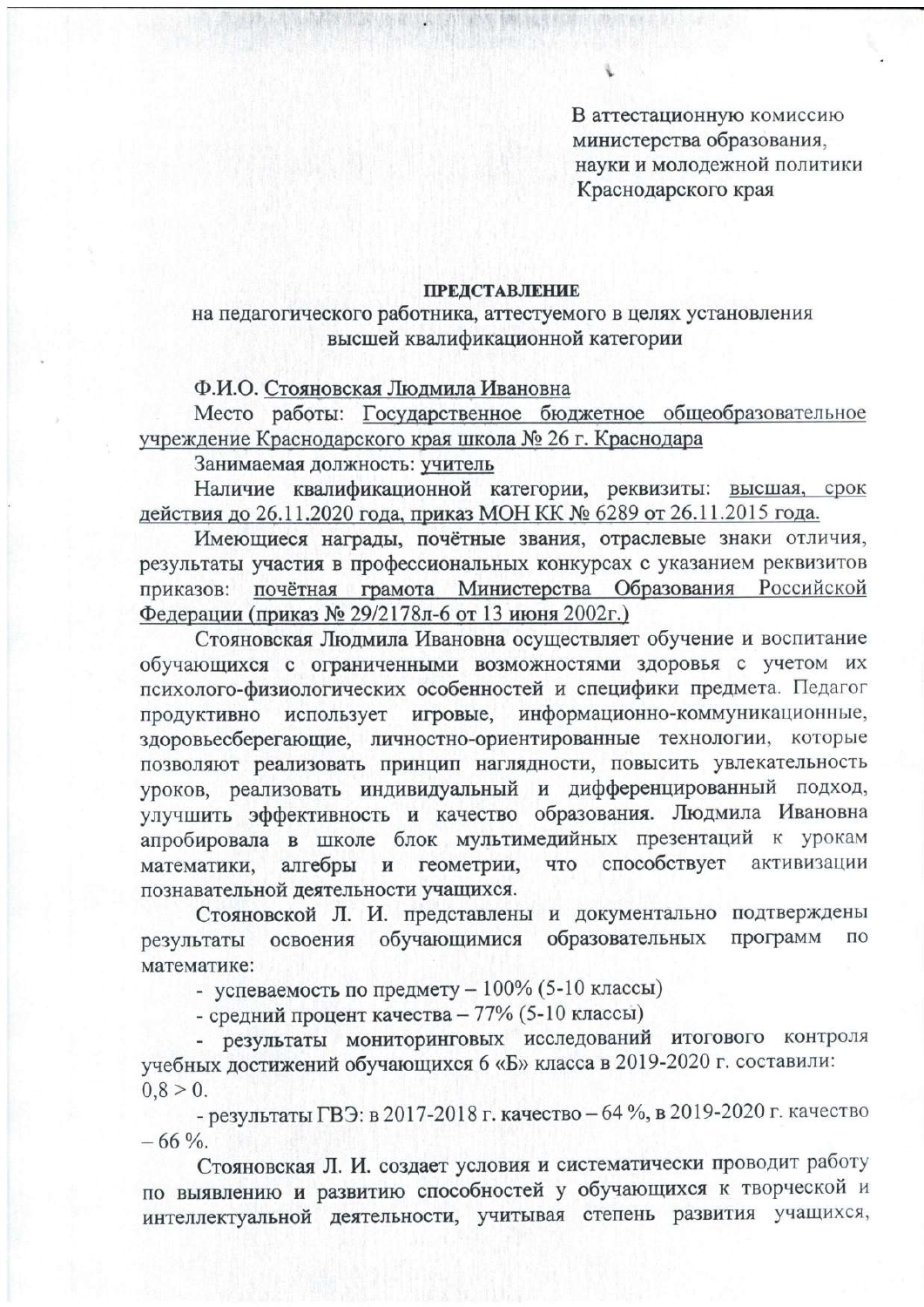В аттестационную комиссию
министерства образования,
науки и молодежной политики
Краснодарского края

**ПРЕДСТАВЛЕНИЕ**

на педагогического работника, аттестуемого в целях установления высшей квалификационной категории

Ф.И.О. Стояновская Людмила Ивановна

Место работы: Государственное бюджетное общеобразовательное учреждение Краснодарского края школа № 26 г. Краснодара

Занимаемая должность: учитель

Наличие квалификационной категории, реквизиты: высшая, срок действия до 26.11.2020 года, приказ МОН КК № 6289 от 26.11.2015 года.

Имеющиеся награды, почётные звания, отраслевые знаки отличия, результаты участия в профессиональных конкурсах с указанием реквизитов приказов: почётная грамота Министерства Образования Российской Федерации (приказ № 29/2178л-6 от 13 июня 2002г.)

Стояновская Людмила Ивановна осуществляет обучение и воспитание обучающихся с ограниченными возможностями здоровья с учетом их психолого-физиологических особенностей и специфики предмета. Педагог продуктивно использует игровые, информационно-коммуникационные, здоровьесберегающие, личностно-ориентированные технологии, которые позволяют реализовать принцип наглядности, повысить увлекательность уроков, реализовать индивидуальный и дифференцированный подход, улучшить эффективность и качество образования. Людмила Ивановна апробировала в школе блок мультимедийных презентаций к урокам математики, алгебры и геометрии, что способствует активизации познавательной деятельности учащихся.

Стояновской Л. И. представлены и документально подтверждены результаты освоения обучающимися образовательных программ по математике:

- успеваемость по предмету – 100% (5-10 классы)
- средний процент качества – 77% (5-10 классы)
- результаты мониторинговых исследований итогового контроля учебных достижений обучающихся 6 «Б» класса в 2019-2020 г. составили: $0,8 > 0$.
- результаты ГВЭ: в 2017-2018 г. качество – 64 %, в 2019-2020 г. качество – 66 %.

Стояновская Л. И. создает условия и систематически проводит работу по выявлению и развитию способностей у обучающихся к творческой и интеллектуальной деятельности, учитывая степень развития учащихся,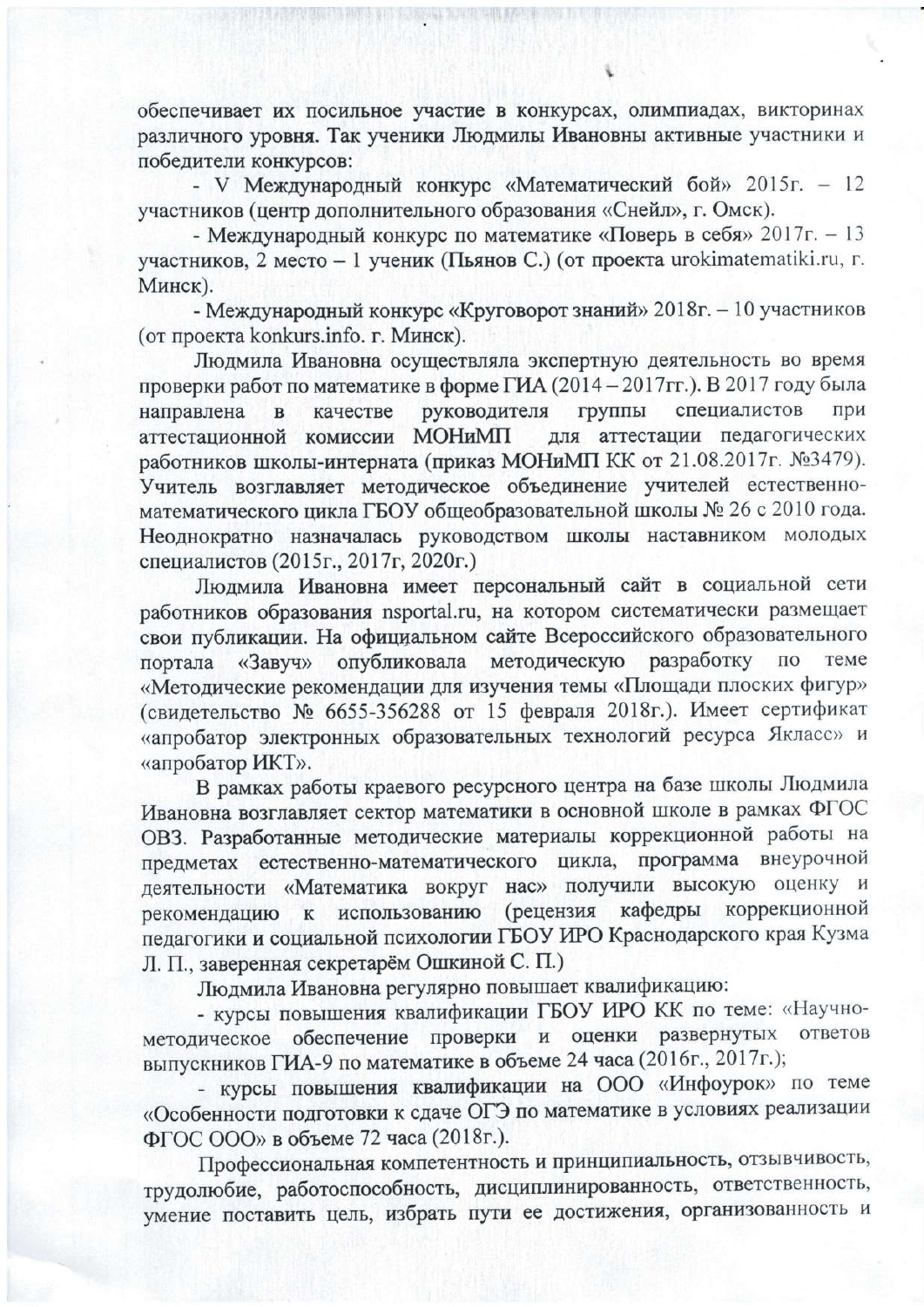обеспечивает их посильное участие в конкурсах, олимпиадах, викторинах различного уровня. Так ученики Людмилы Ивановны активные участники и победители конкурсов:

- V Международный конкурс «Математический бой» 2015г. – 12 участников (центр дополнительного образования «Снейл», г. Омск).

- Международный конкурс по математике «Поверь в себя» 2017г. – 13 участников, 2 место – 1 ученик (Пьянов С.) (от проекта urokimatematiki.ru, г. Минск).

- Международный конкурс «Круговорот знаний» 2018г. – 10 участников (от проекта konkurs.info. г. Минск).

Людмила Ивановна осуществляла экспертную деятельность во время проверки работ по математике в форме ГИА (2014 – 2017гг.). В 2017 году была направлена в качестве руководителя группы специалистов при аттестационной комиссии МОНиМП для аттестации педагогических работников школы-интерната (приказ МОНиМП КК от 21.08.2017г. №3479). Учитель возглавляет методическое объединение учителей естественно-математического цикла ГБОУ общеобразовательной школы № 26 с 2010 года. Неоднократно назначалась руководством школы наставником молодых специалистов (2015г., 2017г, 2020г.)

Людмила Ивановна имеет персональный сайт в социальной сети работников образования nsportal.ru, на котором систематически размещает свои публикации. На официальном сайте Всероссийского образовательного портала «Завуч» опубликовала методическую разработку по теме «Методические рекомендации для изучения темы «Площади плоских фигур» (свидетельство № 6655-356288 от 15 февраля 2018г.). Имеет сертификат «апробатор электронных образовательных технологий ресурса Якласс» и «апробатор ИКТ».

В рамках работы краевого ресурсного центра на базе школы Людмила Ивановна возглавляет сектор математики в основной школе в рамках ФГОС ОВЗ. Разработанные методические материалы коррекционной работы на предметах естественно-математического цикла, программа внеурочной деятельности «Математика вокруг нас» получили высокую оценку и рекомендацию к использованию (рецензия кафедры коррекционной педагогики и социальной психологии ГБОУ ИРО Краснодарского края Кузма Л. П., заверенная секретарём Ошкиной С. П.)

Людмила Ивановна регулярно повышает квалификацию:

- курсы повышения квалификации ГБОУ ИРО КК по теме: «Научно-методическое обеспечение проверки и оценки развернутых ответов выпускников ГИА-9 по математике в объеме 24 часа (2016г., 2017г.);

- курсы повышения квалификации на ООО «Инфоурок» по теме «Особенности подготовки к сдаче ОГЭ по математике в условиях реализации ФГОС ООО» в объеме 72 часа (2018г.).

Профессиональная компетентность и принципиальность, отзывчивость, трудолюбие, работоспособность, дисциплинированность, ответственность, умение поставить цель, избрать пути ее достижения, организованность и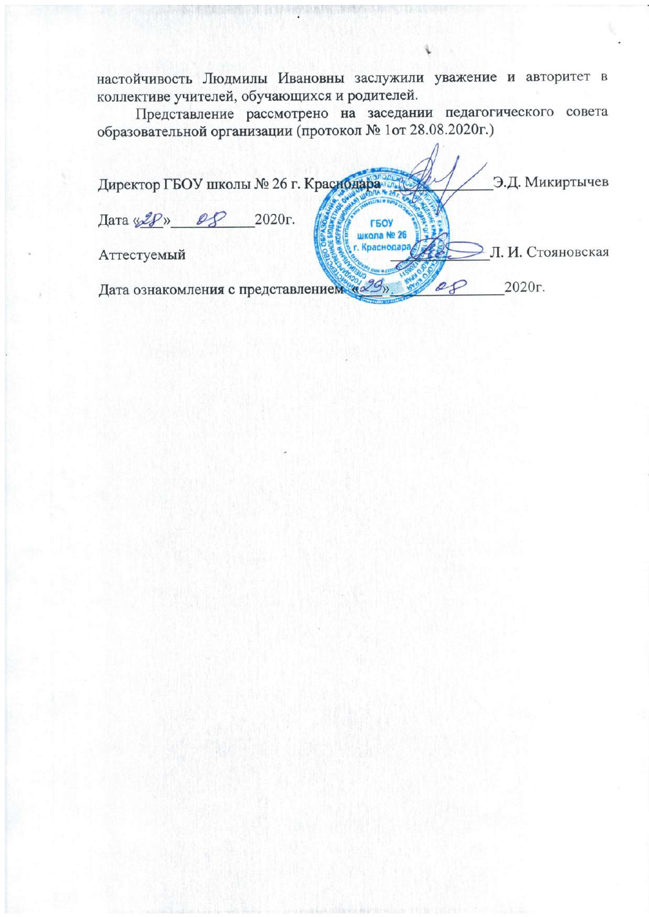настойчивость Людмилы Ивановны заслужили уважение и авторитет в коллективе учителей, обучающихся и родителей.

Представление рассмотрено на заседании педагогического совета образовательной организации (протокол № 1от 28.08.2020г.)

Директор ГБОУ школы № 26 г. Краснодара _____________Э.Д. Микиртычев

Дата «28»_____08_____2020г.

Аттестуемый _____________Л. И. Стояновская

Дата ознакомления с представлением «29»_____08_____2020г.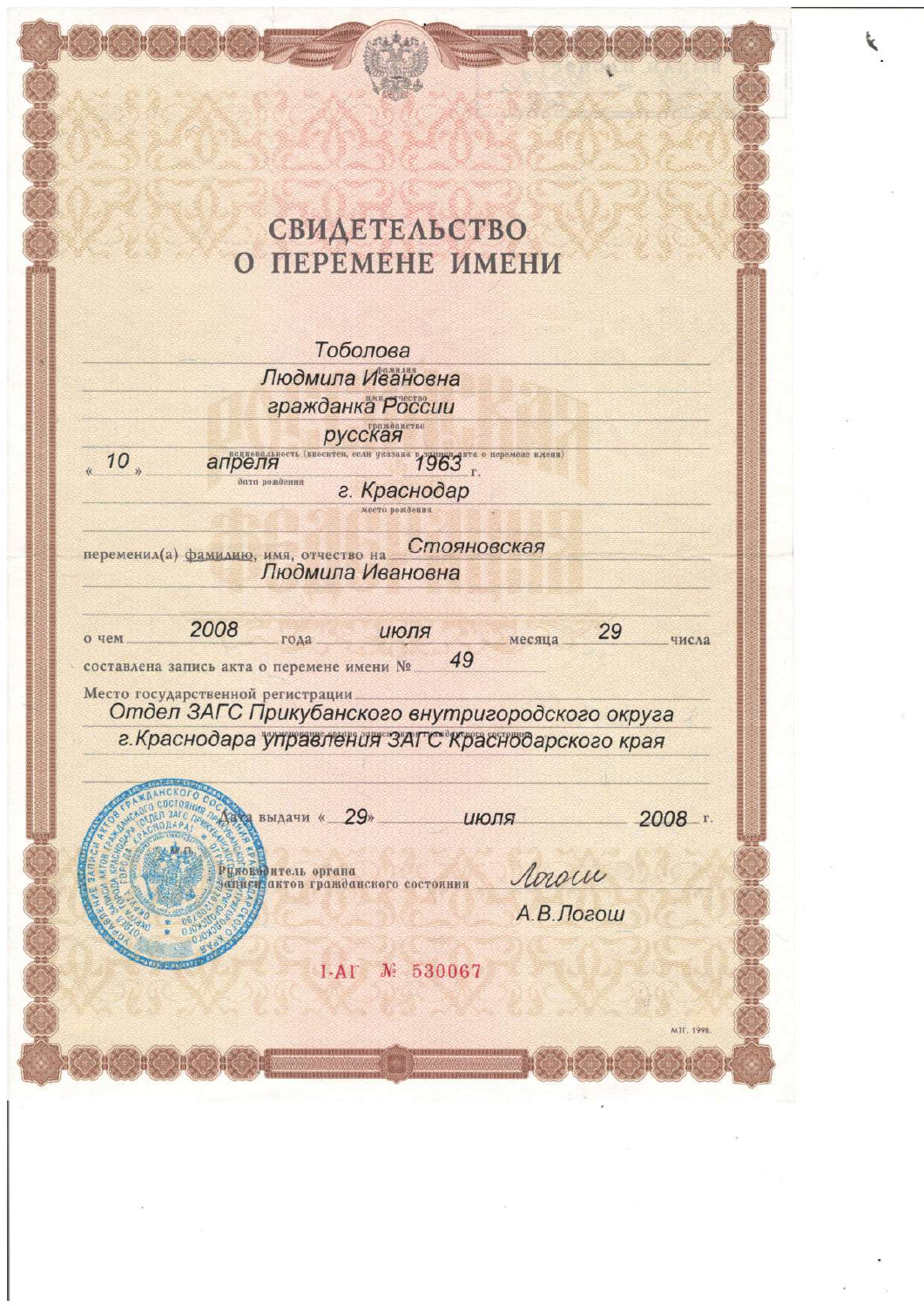# СВИДЕТЕЛЬСТВО О ПЕРЕМЕНЕ ИМЕНИ

Тоболова

фамилия

Людмила Ивановна

имя, отчество

гражданка России

гражданство

русская

национальность (вносится, если указана в записи акта о перемене имени)

« 10 » апреля 1963 г.

дата рождения

г. Краснодар

место рождения

переменил(а) фамилию, имя, отчество на Стояновская Людмила Ивановна

о чем 2008 года июля месяца 29 числа

составлена запись акта о перемене имени № 49

Место государственной регистрации

Отдел ЗАГС Прикубанского внутригородского округа г.Краснодара управления ЗАГС Краснодарского края

наименование органа записи актов гражданского состояния

Дата выдачи « 29» июля 2008 г.

М.П.

Руководитель органа записи актов гражданского состояния

А.В.Погош

I-АГ № 530067

МТГ. 1998.